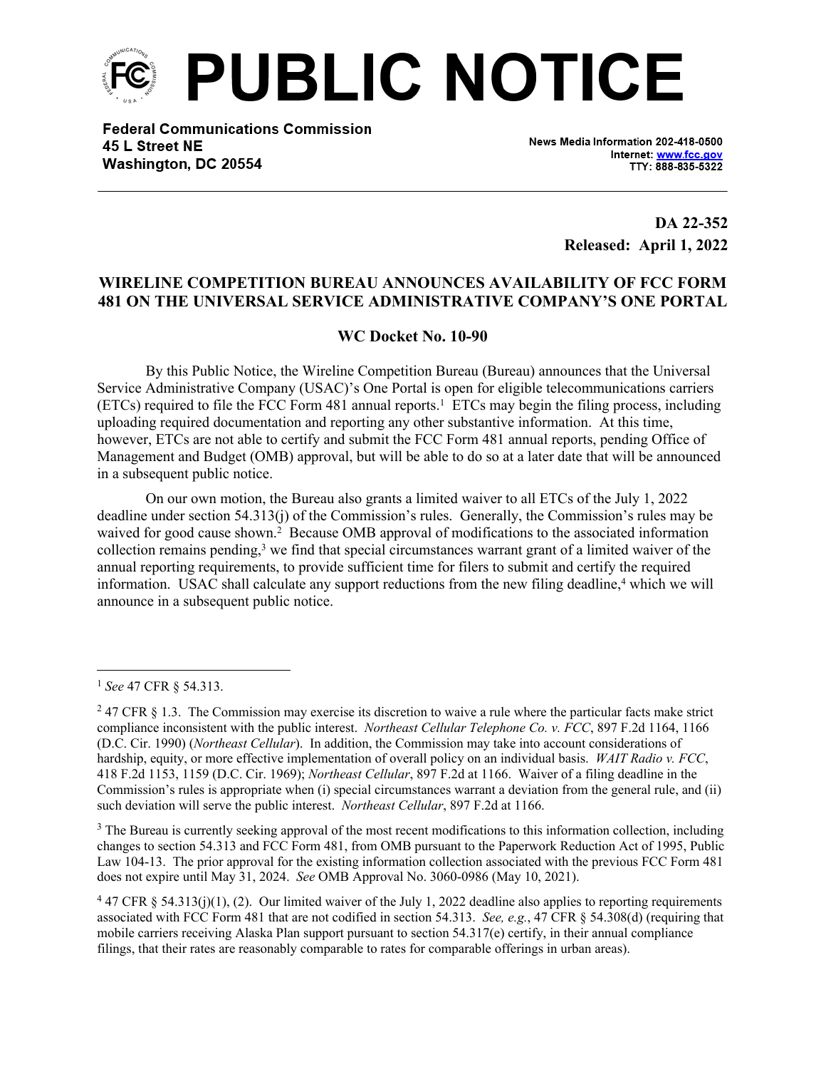# PUBLIC NOTICE

**Federal Communications Commission**
**45 L Street NE**
**Washington, DC 20554**

News Media Information 202-418-0500
Internet: www.fcc.gov
TTY: 888-835-5322

**DA 22-352**
**Released: April 1, 2022**

## WIRELINE COMPETITION BUREAU ANNOUNCES AVAILABILITY OF FCC FORM 481 ON THE UNIVERSAL SERVICE ADMINISTRATIVE COMPANY'S ONE PORTAL

### WC Docket No. 10-90

By this Public Notice, the Wireline Competition Bureau (Bureau) announces that the Universal Service Administrative Company (USAC)'s One Portal is open for eligible telecommunications carriers (ETCs) required to file the FCC Form 481 annual reports.[1] ETCs may begin the filing process, including uploading required documentation and reporting any other substantive information. At this time, however, ETCs are not able to certify and submit the FCC Form 481 annual reports, pending Office of Management and Budget (OMB) approval, but will be able to do so at a later date that will be announced in a subsequent public notice.

On our own motion, the Bureau also grants a limited waiver to all ETCs of the July 1, 2022 deadline under section 54.313(j) of the Commission's rules. Generally, the Commission's rules may be waived for good cause shown.[2] Because OMB approval of modifications to the associated information collection remains pending,[3] we find that special circumstances warrant grant of a limited waiver of the annual reporting requirements, to provide sufficient time for filers to submit and certify the required information. USAC shall calculate any support reductions from the new filing deadline,[4] which we will announce in a subsequent public notice.

---

[1] *See* 47 CFR § 54.313.

[2] 47 CFR § 1.3. The Commission may exercise its discretion to waive a rule where the particular facts make strict compliance inconsistent with the public interest. *Northeast Cellular Telephone Co. v. FCC*, 897 F.2d 1164, 1166 (D.C. Cir. 1990) (*Northeast Cellular*). In addition, the Commission may take into account considerations of hardship, equity, or more effective implementation of overall policy on an individual basis. *WAIT Radio v. FCC*, 418 F.2d 1153, 1159 (D.C. Cir. 1969); *Northeast Cellular*, 897 F.2d at 1166. Waiver of a filing deadline in the Commission's rules is appropriate when (i) special circumstances warrant a deviation from the general rule, and (ii) such deviation will serve the public interest. *Northeast Cellular*, 897 F.2d at 1166.

[3] The Bureau is currently seeking approval of the most recent modifications to this information collection, including changes to section 54.313 and FCC Form 481, from OMB pursuant to the Paperwork Reduction Act of 1995, Public Law 104-13. The prior approval for the existing information collection associated with the previous FCC Form 481 does not expire until May 31, 2024. *See* OMB Approval No. 3060-0986 (May 10, 2021).

[4] 47 CFR § 54.313(j)(1), (2). Our limited waiver of the July 1, 2022 deadline also applies to reporting requirements associated with FCC Form 481 that are not codified in section 54.313. *See, e.g.*, 47 CFR § 54.308(d) (requiring that mobile carriers receiving Alaska Plan support pursuant to section 54.317(e) certify, in their annual compliance filings, that their rates are reasonably comparable to rates for comparable offerings in urban areas).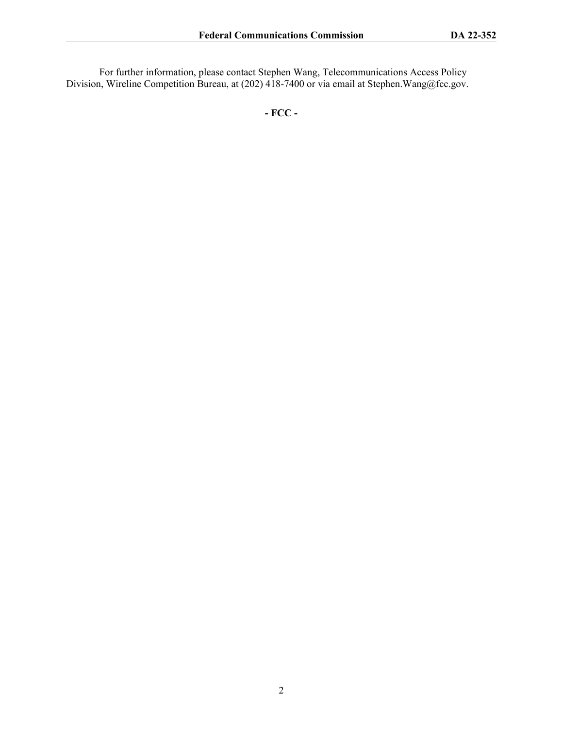For further information, please contact Stephen Wang, Telecommunications Access Policy Division, Wireline Competition Bureau, at (202) 418-7400 or via email at Stephen.Wang@fcc.gov.

**- FCC -**